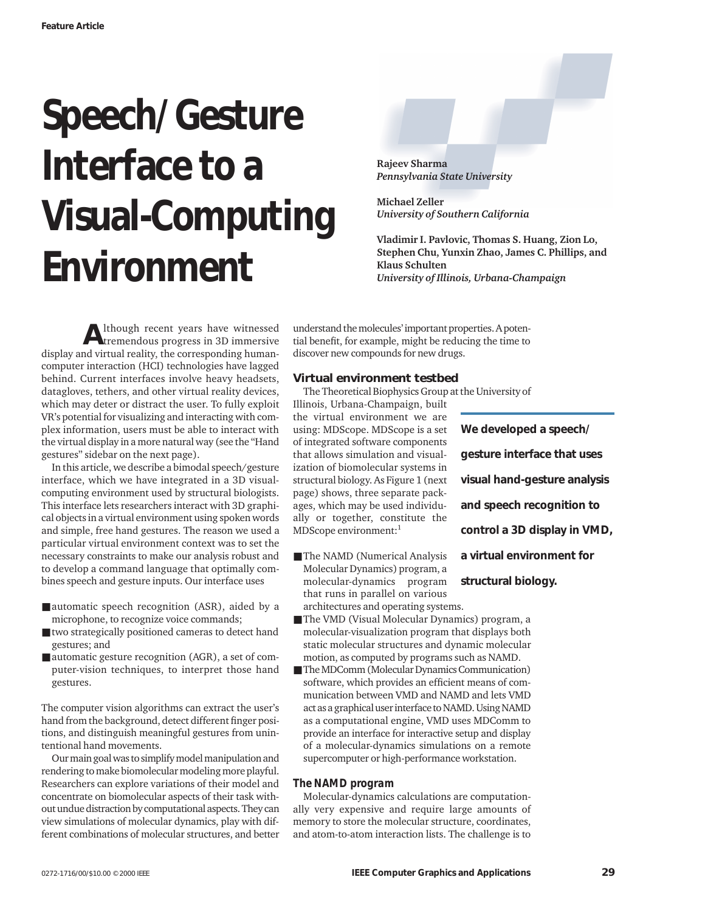Feature Article

# Speech/Gesture Interface to a Visual-Computing Environment

**Rajeev Sharma**
*Pennsylvania State University*

**Michael Zeller**
*University of Southern California*

**Vladimir I. Pavlovic, Thomas S. Huang, Zion Lo, Stephen Chu, Yunxin Zhao, James C. Phillips, and Klaus Schulten**
*University of Illinois, Urbana-Champaign*

**We developed a speech/gesture interface that uses visual hand-gesture analysis and speech recognition to control a 3D display in VMD, a virtual environment for structural biology.**

Although recent years have witnessed tremendous progress in 3D immersive display and virtual reality, the corresponding human-computer interaction (HCI) technologies have lagged behind. Current interfaces involve heavy headsets, datagloves, tethers, and other virtual reality devices, which may deter or distract the user. To fully exploit VR's potential for visualizing and interacting with complex information, users must be able to interact with the virtual display in a more natural way (see the "Hand gestures" sidebar on the next page).

In this article, we describe a bimodal speech/gesture interface, which we have integrated in a 3D visual-computing environment used by structural biologists. This interface lets researchers interact with 3D graphical objects in a virtual environment using spoken words and simple, free hand gestures. The reason we used a particular virtual environment context was to set the necessary constraints to make our analysis robust and to develop a command language that optimally combines speech and gesture inputs. Our interface uses

- automatic speech recognition (ASR), aided by a microphone, to recognize voice commands;
- two strategically positioned cameras to detect hand gestures; and
- automatic gesture recognition (AGR), a set of computer-vision techniques, to interpret those hand gestures.

The computer vision algorithms can extract the user's hand from the background, detect different finger positions, and distinguish meaningful gestures from unintentional hand movements.

Our main goal was to simplify model manipulation and rendering to make biomolecular modeling more playful. Researchers can explore variations of their model and concentrate on biomolecular aspects of their task without undue distraction by computational aspects. They can view simulations of molecular dynamics, play with different combinations of molecular structures, and better understand the molecules' important properties. A potential benefit, for example, might be reducing the time to discover new compounds for new drugs.

## Virtual environment testbed

The Theoretical Biophysics Group at the University of Illinois, Urbana-Champaign, built the virtual environment we are using: MDScope. MDScope is a set of integrated software components that allows simulation and visualization of biomolecular systems in structural biology. As Figure 1 (next page) shows, three separate packages, which may be used individually or together, constitute the MDScope environment:[1]

- The NAMD (Numerical Analysis Molecular Dynamics) program, a molecular-dynamics program that runs in parallel on various architectures and operating systems.
- The VMD (Visual Molecular Dynamics) program, a molecular-visualization program that displays both static molecular structures and dynamic molecular motion, as computed by programs such as NAMD.
- The MDComm (Molecular Dynamics Communication) software, which provides an efficient means of communication between VMD and NAMD and lets VMD act as a graphical user interface to NAMD. Using NAMD as a computational engine, VMD uses MDComm to provide an interface for interactive setup and display of a molecular-dynamics simulations on a remote supercomputer or high-performance workstation.

### The NAMD program

Molecular-dynamics calculations are computationally very expensive and require large amounts of memory to store the molecular structure, coordinates, and atom-to-atom interaction lists. The challenge is to

0272-1716/00/$10.00 © 2000 IEEE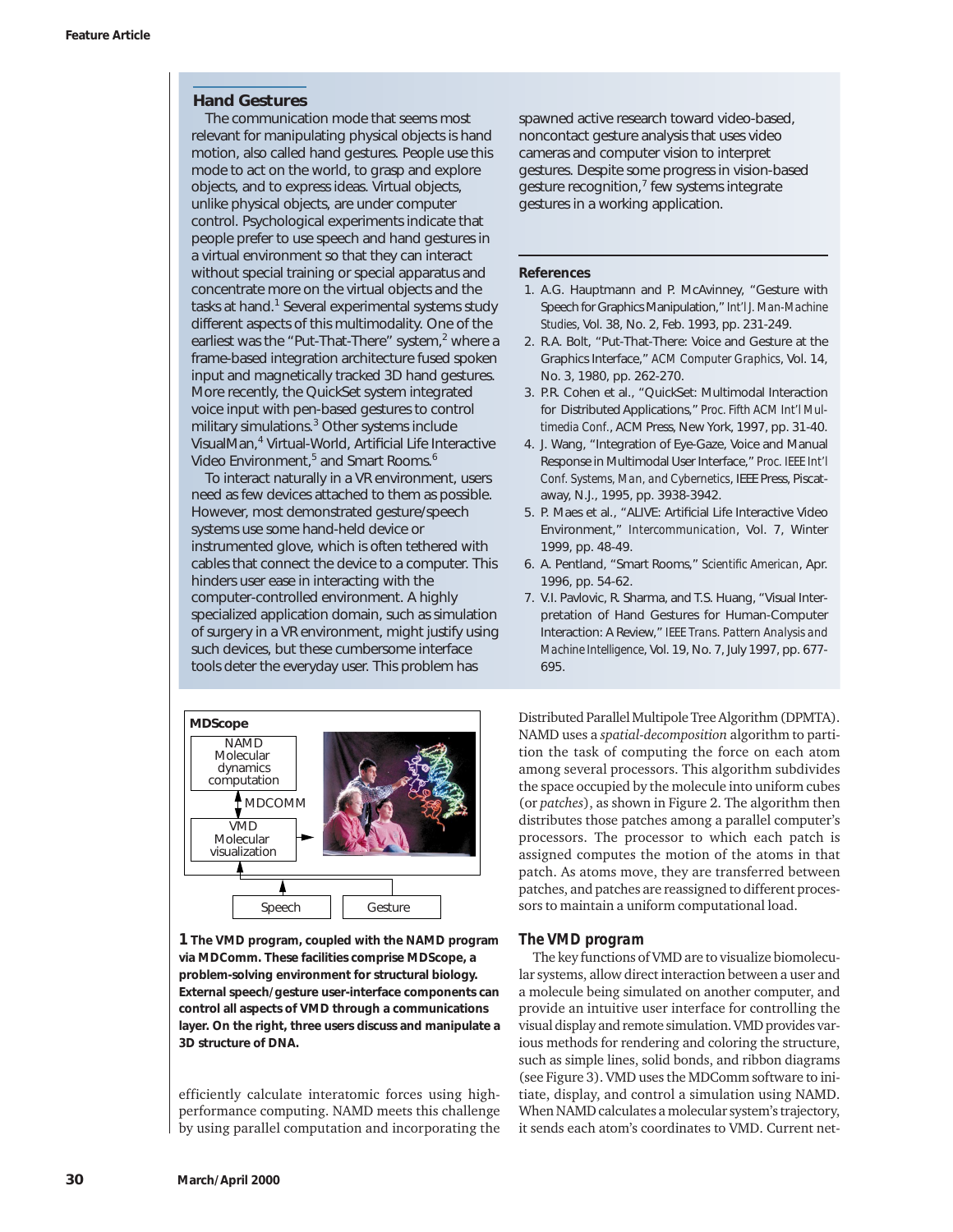## Hand Gestures

The communication mode that seems most relevant for manipulating physical objects is hand motion, also called hand gestures. People use this mode to act on the world, to grasp and explore objects, and to express ideas. Virtual objects, unlike physical objects, are under computer control. Psychological experiments indicate that people prefer to use speech and hand gestures in a virtual environment so that they can interact without special training or special apparatus and concentrate more on the virtual objects and the tasks at hand.[1] Several experimental systems study different aspects of this multimodality. One of the earliest was the "Put-That-There" system,[2] where a frame-based integration architecture fused spoken input and magnetically tracked 3D hand gestures. More recently, the QuickSet system integrated voice input with pen-based gestures to control military simulations.[3] Other systems include VisualMan,[4] Virtual-World, Artificial Life Interactive Video Environment,[5] and Smart Rooms.[6]

To interact naturally in a VR environment, users need as few devices attached to them as possible. However, most demonstrated gesture/speech systems use some hand-held device or instrumented glove, which is often tethered with cables that connect the device to a computer. This hinders user ease in interacting with the computer-controlled environment. A highly specialized application domain, such as simulation of surgery in a VR environment, might justify using such devices, but these cumbersome interface tools deter the everyday user. This problem has spawned active research toward video-based, noncontact gesture analysis that uses video cameras and computer vision to interpret gestures. Despite some progress in vision-based gesture recognition,[7] few systems integrate gestures in a working application.

### References

1. A.G. Hauptmann and P. McAvinney, "Gesture with Speech for Graphics Manipulation," *Int'l J. Man-Machine Studies*, Vol. 38, No. 2, Feb. 1993, pp. 231-249.
2. R.A. Bolt, "Put-That-There: Voice and Gesture at the Graphics Interface," *ACM Computer Graphics*, Vol. 14, No. 3, 1980, pp. 262-270.
3. P.R. Cohen et al., "QuickSet: Multimodal Interaction for Distributed Applications," *Proc. Fifth ACM Int'l Multimedia Conf.*, ACM Press, New York, 1997, pp. 31-40.
4. J. Wang, "Integration of Eye-Gaze, Voice and Manual Response in Multimodal User Interface," *Proc. IEEE Int'l Conf. Systems, Man, and Cybernetics*, IEEE Press, Piscataway, N.J., 1995, pp. 3938-3942.
5. P. Maes et al., "ALIVE: Artificial Life Interactive Video Environment," *Intercommunication*, Vol. 7, Winter 1999, pp. 48-49.
6. A. Pentland, "Smart Rooms," *Scientific American*, Apr. 1996, pp. 54-62.
7. V.I. Pavlovic, R. Sharma, and T.S. Huang, "Visual Interpretation of Hand Gestures for Human-Computer Interaction: A Review," *IEEE Trans. Pattern Analysis and Machine Intelligence*, Vol. 19, No. 7, July 1997, pp. 677-695.

---

**1 The VMD program, coupled with the NAMD program via MDComm. These facilities comprise MDScope, a problem-solving environment for structural biology. External speech/gesture user-interface components can control all aspects of VMD through a communications layer. On the right, three users discuss and manipulate a 3D structure of DNA.**

efficiently calculate interatomic forces using high-performance computing. NAMD meets this challenge by using parallel computation and incorporating the Distributed Parallel Multipole Tree Algorithm (DPMTA). NAMD uses a *spatial-decomposition* algorithm to partition the task of computing the force on each atom among several processors. This algorithm subdivides the space occupied by the molecule into uniform cubes (or *patches*), as shown in Figure 2. The algorithm then distributes those patches among a parallel computer's processors. The processor to which each patch is assigned computes the motion of the atoms in that patch. As atoms move, they are transferred between patches, and patches are reassigned to different processors to maintain a uniform computational load.

### The VMD program

The key functions of VMD are to visualize biomolecular systems, allow direct interaction between a user and a molecule being simulated on another computer, and provide an intuitive user interface for controlling the visual display and remote simulation. VMD provides various methods for rendering and coloring the structure, such as simple lines, solid bonds, and ribbon diagrams (see Figure 3). VMD uses the MDComm software to initiate, display, and control a simulation using NAMD. When NAMD calculates a molecular system's trajectory, it sends each atom's coordinates to VMD. Current net-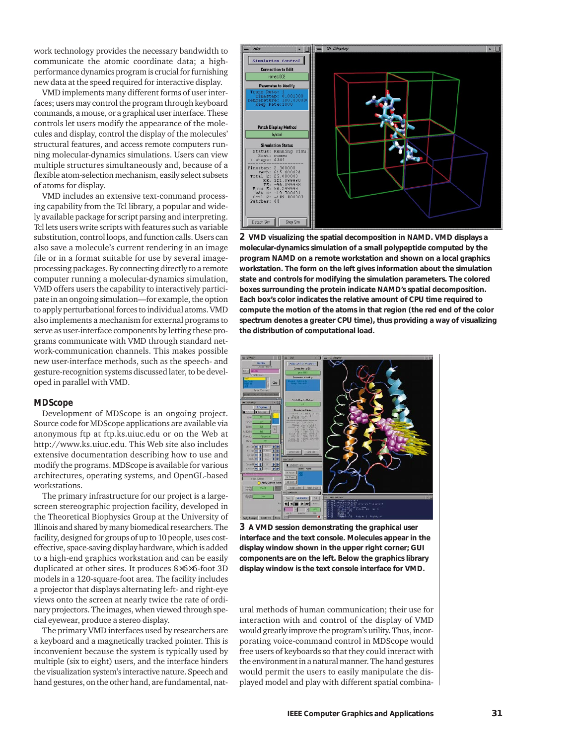work technology provides the necessary bandwidth to communicate the atomic coordinate data; a high-performance dynamics program is crucial for furnishing new data at the speed required for interactive display.

VMD implements many different forms of user interfaces; users may control the program through keyboard commands, a mouse, or a graphical user interface. These controls let users modify the appearance of the molecules and display, control the display of the molecules' structural features, and access remote computers running molecular-dynamics simulations. Users can view multiple structures simultaneously and, because of a flexible atom-selection mechanism, easily select subsets of atoms for display.

VMD includes an extensive text-command processing capability from the Tcl library, a popular and widely available package for script parsing and interpreting. Tcl lets users write scripts with features such as variable substitution, control loops, and function calls. Users can also save a molecule's current rendering in an image file or in a format suitable for use by several image-processing packages. By connecting directly to a remote computer running a molecular-dynamics simulation, VMD offers users the capability to interactively participate in an ongoing simulation—for example, the option to apply perturbational forces to individual atoms. VMD also implements a mechanism for external programs to serve as user-interface components by letting these programs communicate with VMD through standard network-communication channels. This makes possible new user-interface methods, such as the speech- and gesture-recognition systems discussed later, to be developed in parallel with VMD.

## MDScope

Development of MDScope is an ongoing project. Source code for MDScope applications are available via anonymous ftp at ftp.ks.uiuc.edu or on the Web at http://www.ks.uiuc.edu. This Web site also includes extensive documentation describing how to use and modify the programs. MDScope is available for various architectures, operating systems, and OpenGL-based workstations.

The primary infrastructure for our project is a large-screen stereographic projection facility, developed in the Theoretical Biophysics Group at the University of Illinois and shared by many biomedical researchers. The facility, designed for groups of up to 10 people, uses cost-effective, space-saving display hardware, which is added to a high-end graphics workstation and can be easily duplicated at other sites. It produces 8×6×6-foot 3D models in a 120-square-foot area. The facility includes a projector that displays alternating left- and right-eye views onto the screen at nearly twice the rate of ordinary projectors. The images, when viewed through special eyewear, produce a stereo display.

The primary VMD interfaces used by researchers are a keyboard and a magnetically tracked pointer. This is inconvenient because the system is typically used by multiple (six to eight) users, and the interface hinders the visualization system's interactive nature. Speech and hand gestures, on the other hand, are fundamental, natural methods of human communication; their use for interaction with and control of the display of VMD would greatly improve the program's utility. Thus, incorporating voice-command control in MDScope would free users of keyboards so that they could interact with the environment in a natural manner. The hand gestures would permit the users to easily manipulate the displayed model and play with different spatial combina-

**2 VMD visualizing the spatial decomposition in NAMD. VMD displays a molecular-dynamics simulation of a small polypeptide computed by the program NAMD on a remote workstation and shown on a local graphics workstation. The form on the left gives information about the simulation state and controls for modifying the simulation parameters. The colored boxes surrounding the protein indicate NAMD's spatial decomposition. Each box's color indicates the relative amount of CPU time required to compute the motion of the atoms in that region (the red end of the color spectrum denotes a greater CPU time), thus providing a way of visualizing the distribution of computational load.**

**3 A VMD session demonstrating the graphical user interface and the text console. Molecules appear in the display window shown in the upper right corner; GUI components are on the left. Below the graphics library display window is the text console interface for VMD.**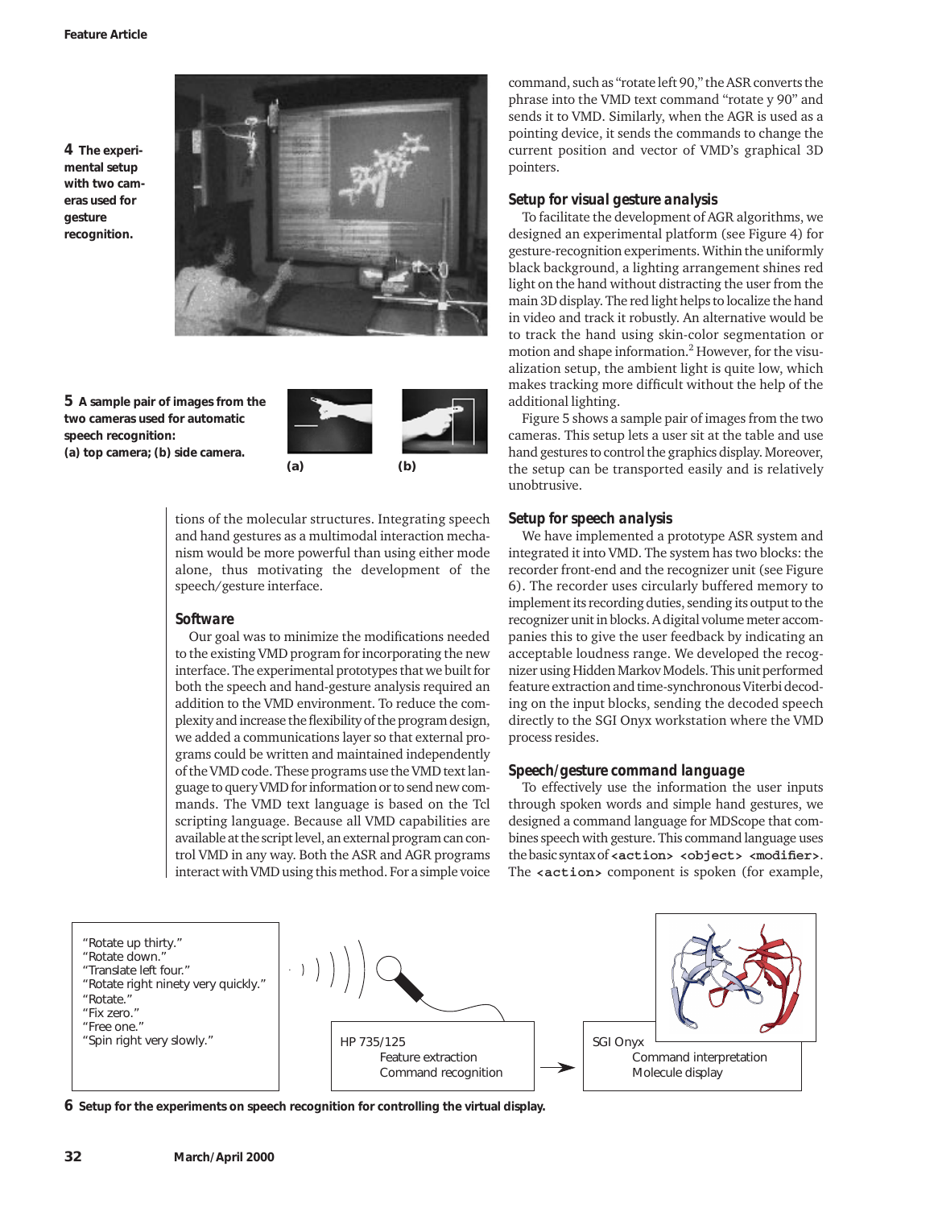**4** The experimental setup with two cameras used for gesture recognition.

**5** A sample pair of images from the two cameras used for automatic speech recognition: (a) top camera; (b) side camera.

tions of the molecular structures. Integrating speech and hand gestures as a multimodal interaction mechanism would be more powerful than using either mode alone, thus motivating the development of the speech/gesture interface.

### Software

Our goal was to minimize the modifications needed to the existing VMD program for incorporating the new interface. The experimental prototypes that we built for both the speech and hand-gesture analysis required an addition to the VMD environment. To reduce the complexity and increase the flexibility of the program design, we added a communications layer so that external programs could be written and maintained independently of the VMD code. These programs use the VMD text language to query VMD for information or to send new commands. The VMD text language is based on the Tcl scripting language. Because all VMD capabilities are available at the script level, an external program can control VMD in any way. Both the ASR and AGR programs interact with VMD using this method. For a simple voice command, such as "rotate left 90," the ASR converts the phrase into the VMD text command "rotate y 90" and sends it to VMD. Similarly, when the AGR is used as a pointing device, it sends the commands to change the current position and vector of VMD's graphical 3D pointers.

### Setup for visual gesture analysis

To facilitate the development of AGR algorithms, we designed an experimental platform (see Figure 4) for gesture-recognition experiments. Within the uniformly black background, a lighting arrangement shines red light on the hand without distracting the user from the main 3D display. The red light helps to localize the hand in video and track it robustly. An alternative would be to track the hand using skin-color segmentation or motion and shape information.[2] However, for the visualization setup, the ambient light is quite low, which makes tracking more difficult without the help of the additional lighting.

Figure 5 shows a sample pair of images from the two cameras. This setup lets a user sit at the table and use hand gestures to control the graphics display. Moreover, the setup can be transported easily and is relatively unobtrusive.

### Setup for speech analysis

We have implemented a prototype ASR system and integrated it into VMD. The system has two blocks: the recorder front-end and the recognizer unit (see Figure 6). The recorder uses circularly buffered memory to implement its recording duties, sending its output to the recognizer unit in blocks. A digital volume meter accompanies this to give the user feedback by indicating an acceptable loudness range. We developed the recognizer using Hidden Markov Models. This unit performed feature extraction and time-synchronous Viterbi decoding on the input blocks, sending the decoded speech directly to the SGI Onyx workstation where the VMD process resides.

### Speech/gesture command language

To effectively use the information the user inputs through spoken words and simple hand gestures, we designed a command language for MDScope that combines speech with gesture. This command language uses the basic syntax of **<action> <object> <modifier>**. The **<action>** component is spoken (for example,

"Rotate up thirty."
"Rotate down."
"Translate left four."
"Rotate right ninety very quickly."
"Rotate."
"Fix zero."
"Free one."
"Spin right very slowly."

HP 735/125
Feature extraction
Command recognition

SGI Onyx
Command interpretation
Molecule display

**6** Setup for the experiments on speech recognition for controlling the virtual display.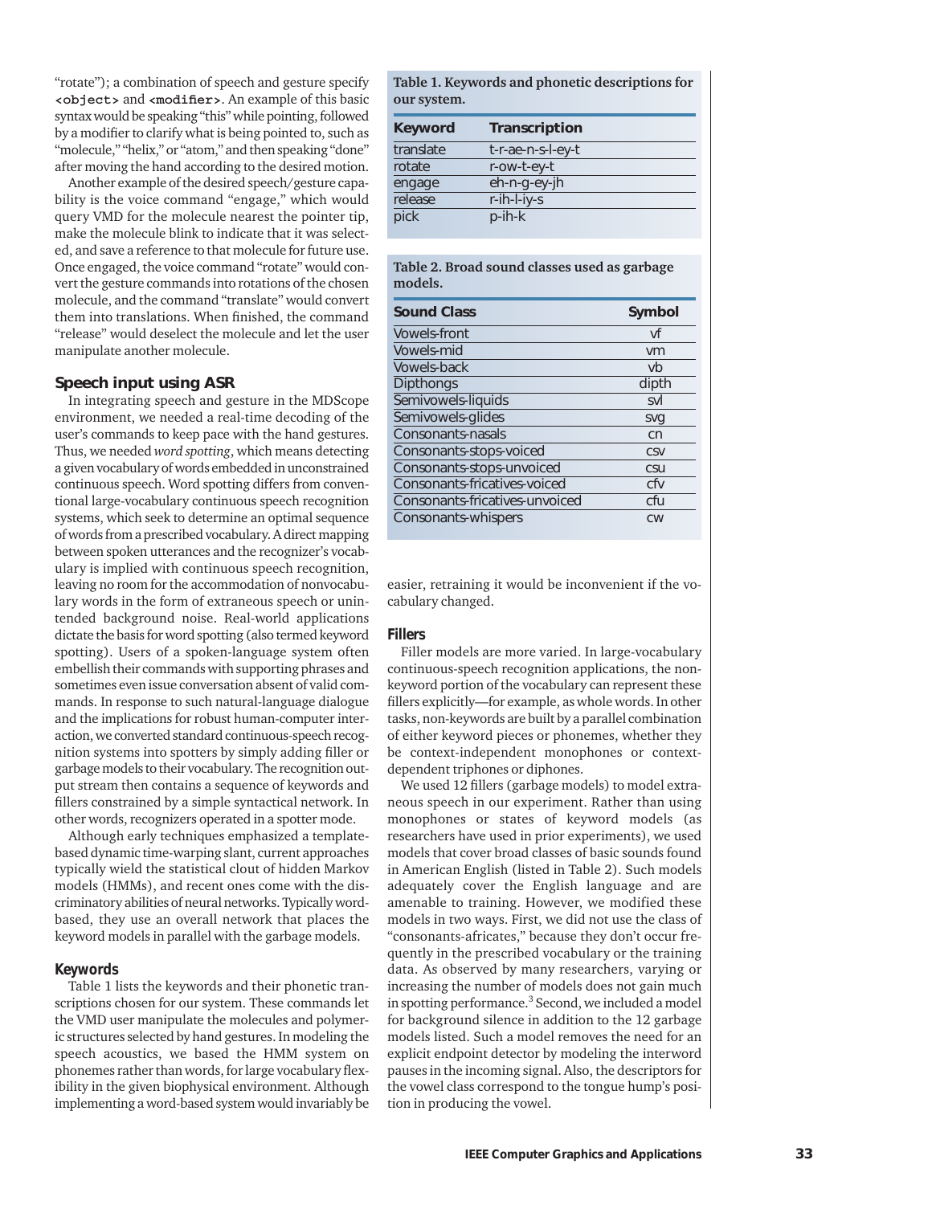“rotate”); a combination of speech and gesture specify **<object>** and **<modifier>**. An example of this basic syntax would be speaking “this” while pointing, followed by a modifier to clarify what is being pointed to, such as “molecule,” “helix,” or “atom,” and then speaking “done” after moving the hand according to the desired motion.

Another example of the desired speech/gesture capability is the voice command “engage,” which would query VMD for the molecule nearest the pointer tip, make the molecule blink to indicate that it was selected, and save a reference to that molecule for future use. Once engaged, the voice command “rotate” would convert the gesture commands into rotations of the chosen molecule, and the command “translate” would convert them into translations. When finished, the command “release” would deselect the molecule and let the user manipulate another molecule.

## Speech input using ASR

In integrating speech and gesture in the MDScope environment, we needed a real-time decoding of the user’s commands to keep pace with the hand gestures. Thus, we needed *word spotting*, which means detecting a given vocabulary of words embedded in unconstrained continuous speech. Word spotting differs from conventional large-vocabulary continuous speech recognition systems, which seek to determine an optimal sequence of words from a prescribed vocabulary. A direct mapping between spoken utterances and the recognizer’s vocabulary is implied with continuous speech recognition, leaving no room for the accommodation of nonvocabulary words in the form of extraneous speech or unintended background noise. Real-world applications dictate the basis for word spotting (also termed keyword spotting). Users of a spoken-language system often embellish their commands with supporting phrases and sometimes even issue conversation absent of valid commands. In response to such natural-language dialogue and the implications for robust human-computer interaction, we converted standard continuous-speech recognition systems into spotters by simply adding filler or garbage models to their vocabulary. The recognition output stream then contains a sequence of keywords and fillers constrained by a simple syntactical network. In other words, recognizers operated in a spotter mode.

Although early techniques emphasized a template-based dynamic time-warping slant, current approaches typically wield the statistical clout of hidden Markov models (HMMs), and recent ones come with the discriminatory abilities of neural networks. Typically word-based, they use an overall network that places the keyword models in parallel with the garbage models.

### Keywords

Table 1 lists the keywords and their phonetic transcriptions chosen for our system. These commands let the VMD user manipulate the molecules and polymeric structures selected by hand gestures. In modeling the speech acoustics, we based the HMM system on phonemes rather than words, for large vocabulary flexibility in the given biophysical environment. Although implementing a word-based system would invariably be easier, retraining it would be inconvenient if the vocabulary changed.

**Table 1. Keywords and phonetic descriptions for our system.**

| Keyword | Transcription |
|---|---|
| translate | t-r-ae-n-s-l-ey-t |
| rotate | r-ow-t-ey-t |
| engage | eh-n-g-ey-jh |
| release | r-ih-l-iy-s |
| pick | p-ih-k |

**Table 2. Broad sound classes used as garbage models.**

| Sound Class | Symbol |
|---|---|
| Vowels-front | vf |
| Vowels-mid | vm |
| Vowels-back | vb |
| Dipthongs | dipth |
| Semivowels-liquids | svl |
| Semivowels-glides | svg |
| Consonants-nasals | cn |
| Consonants-stops-voiced | csv |
| Consonants-stops-unvoiced | csu |
| Consonants-fricatives-voiced | cfv |
| Consonants-fricatives-unvoiced | cfu |
| Consonants-whispers | cw |

### Fillers

Filler models are more varied. In large-vocabulary continuous-speech recognition applications, the non-keyword portion of the vocabulary can represent these fillers explicitly—for example, as whole words. In other tasks, non-keywords are built by a parallel combination of either keyword pieces or phonemes, whether they be context-independent monophones or context-dependent triphones or diphones.

We used 12 fillers (garbage models) to model extraneous speech in our experiment. Rather than using monophones or states of keyword models (as researchers have used in prior experiments), we used models that cover broad classes of basic sounds found in American English (listed in Table 2). Such models adequately cover the English language and are amenable to training. However, we modified these models in two ways. First, we did not use the class of “consonants-africates,” because they don’t occur frequently in the prescribed vocabulary or the training data. As observed by many researchers, varying or increasing the number of models does not gain much in spotting performance.[3] Second, we included a model for background silence in addition to the 12 garbage models listed. Such a model removes the need for an explicit endpoint detector by modeling the interword pauses in the incoming signal. Also, the descriptors for the vowel class correspond to the tongue hump’s position in producing the vowel.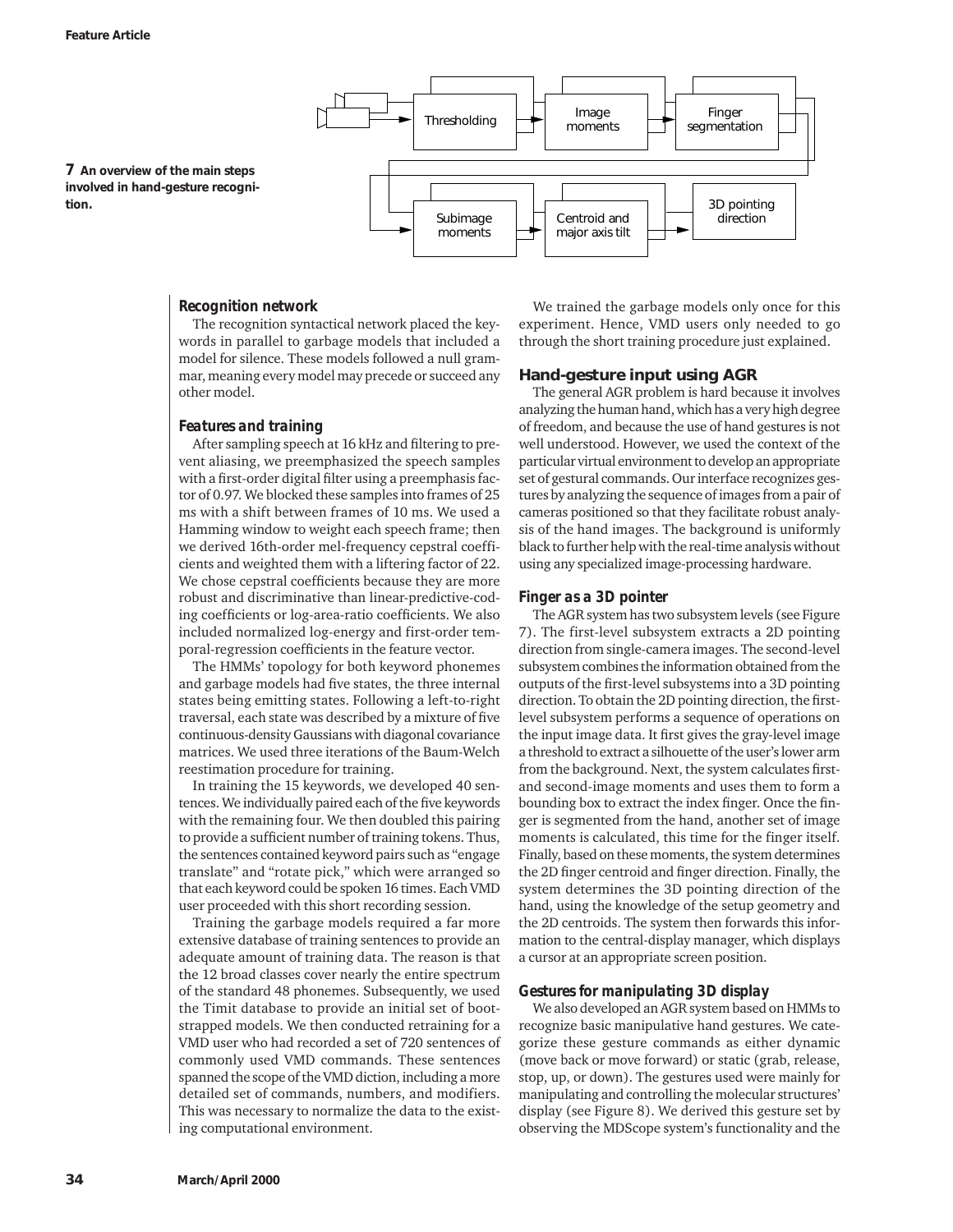**7** An overview of the main steps involved in hand-gesture recognition.

### Recognition network

The recognition syntactical network placed the keywords in parallel to garbage models that included a model for silence. These models followed a null grammar, meaning every model may precede or succeed any other model.

### Features and training

After sampling speech at 16 kHz and filtering to prevent aliasing, we preemphasized the speech samples with a first-order digital filter using a preemphasis factor of 0.97. We blocked these samples into frames of 25 ms with a shift between frames of 10 ms. We used a Hamming window to weight each speech frame; then we derived 16th-order mel-frequency cepstral coefficients and weighted them with a liftering factor of 22. We chose cepstral coefficients because they are more robust and discriminative than linear-predictive-coding coefficients or log-area-ratio coefficients. We also included normalized log-energy and first-order temporal-regression coefficients in the feature vector.

The HMMs' topology for both keyword phonemes and garbage models had five states, the three internal states being emitting states. Following a left-to-right traversal, each state was described by a mixture of five continuous-density Gaussians with diagonal covariance matrices. We used three iterations of the Baum-Welch reestimation procedure for training.

In training the 15 keywords, we developed 40 sentences. We individually paired each of the five keywords with the remaining four. We then doubled this pairing to provide a sufficient number of training tokens. Thus, the sentences contained keyword pairs such as "engage translate" and "rotate pick," which were arranged so that each keyword could be spoken 16 times. Each VMD user proceeded with this short recording session.

Training the garbage models required a far more extensive database of training sentences to provide an adequate amount of training data. The reason is that the 12 broad classes cover nearly the entire spectrum of the standard 48 phonemes. Subsequently, we used the Timit database to provide an initial set of bootstrapped models. We then conducted retraining for a VMD user who had recorded a set of 720 sentences of commonly used VMD commands. These sentences spanned the scope of the VMD diction, including a more detailed set of commands, numbers, and modifiers. This was necessary to normalize the data to the existing computational environment.

We trained the garbage models only once for this experiment. Hence, VMD users only needed to go through the short training procedure just explained.

## Hand-gesture input using AGR

The general AGR problem is hard because it involves analyzing the human hand, which has a very high degree of freedom, and because the use of hand gestures is not well understood. However, we used the context of the particular virtual environment to develop an appropriate set of gestural commands. Our interface recognizes gestures by analyzing the sequence of images from a pair of cameras positioned so that they facilitate robust analysis of the hand images. The background is uniformly black to further help with the real-time analysis without using any specialized image-processing hardware.

### Finger as a 3D pointer

The AGR system has two subsystem levels (see Figure 7). The first-level subsystem extracts a 2D pointing direction from single-camera images. The second-level subsystem combines the information obtained from the outputs of the first-level subsystems into a 3D pointing direction. To obtain the 2D pointing direction, the first-level subsystem performs a sequence of operations on the input image data. It first gives the gray-level image a threshold to extract a silhouette of the user's lower arm from the background. Next, the system calculates first- and second-image moments and uses them to form a bounding box to extract the index finger. Once the finger is segmented from the hand, another set of image moments is calculated, this time for the finger itself. Finally, based on these moments, the system determines the 2D finger centroid and finger direction. Finally, the system determines the 3D pointing direction of the hand, using the knowledge of the setup geometry and the 2D centroids. The system then forwards this information to the central-display manager, which displays a cursor at an appropriate screen position.

### Gestures for manipulating 3D display

We also developed an AGR system based on HMMs to recognize basic manipulative hand gestures. We categorize these gesture commands as either dynamic (move back or move forward) or static (grab, release, stop, up, or down). The gestures used were mainly for manipulating and controlling the molecular structures' display (see Figure 8). We derived this gesture set by observing the MDScope system's functionality and the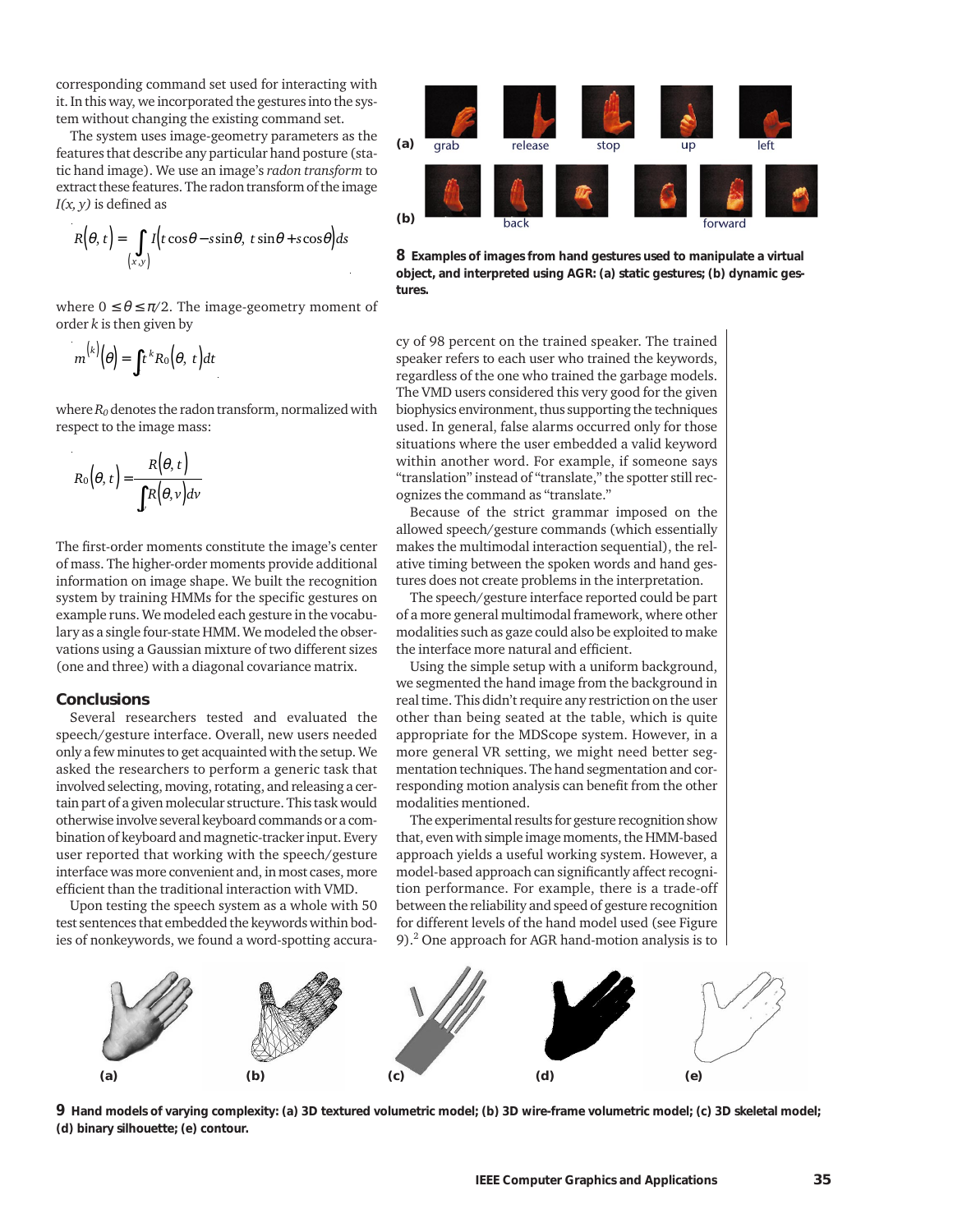corresponding command set used for interacting with it. In this way, we incorporated the gestures into the system without changing the existing command set.

The system uses image-geometry parameters as the features that describe any particular hand posture (static hand image). We use an image's *radon transform* to extract these features. The radon transform of the image $I(x, y)$ is defined as

$$R(\theta, t) = \int_{(x,y)} I(t\cos\theta - s\sin\theta,\ t\sin\theta + s\cos\theta)\,ds$$

where $0 \leq \theta \leq \pi/2$. The image-geometry moment of order $k$ is then given by

$$m^{(k)}(\theta) = \int t^k R_0(\theta, t)\,dt$$

where $R_0$ denotes the radon transform, normalized with respect to the image mass:

$$R_0(\theta, t) = \frac{R(\theta, t)}{\int R(\theta, v)\,dv}$$

The first-order moments constitute the image's center of mass. The higher-order moments provide additional information on image shape. We built the recognition system by training HMMs for the specific gestures on example runs. We modeled each gesture in the vocabulary as a single four-state HMM. We modeled the observations using a Gaussian mixture of two different sizes (one and three) with a diagonal covariance matrix.

## Conclusions

Several researchers tested and evaluated the speech/gesture interface. Overall, new users needed only a few minutes to get acquainted with the setup. We asked the researchers to perform a generic task that involved selecting, moving, rotating, and releasing a certain part of a given molecular structure. This task would otherwise involve several keyboard commands or a combination of keyboard and magnetic-tracker input. Every user reported that working with the speech/gesture interface was more convenient and, in most cases, more efficient than the traditional interaction with VMD.

Upon testing the speech system as a whole with 50 test sentences that embedded the keywords within bodies of nonkeywords, we found a word-spotting accuracy of 98 percent on the trained speaker. The trained speaker refers to each user who trained the keywords, regardless of the one who trained the garbage models. The VMD users considered this very good for the given biophysics environment, thus supporting the techniques used. In general, false alarms occurred only for those situations where the user embedded a valid keyword within another word. For example, if someone says "translation" instead of "translate," the spotter still recognizes the command as "translate."

Because of the strict grammar imposed on the allowed speech/gesture commands (which essentially makes the multimodal interaction sequential), the relative timing between the spoken words and hand gestures does not create problems in the interpretation.

The speech/gesture interface reported could be part of a more general multimodal framework, where other modalities such as gaze could also be exploited to make the interface more natural and efficient.

Using the simple setup with a uniform background, we segmented the hand image from the background in real time. This didn't require any restriction on the user other than being seated at the table, which is quite appropriate for the MDScope system. However, in a more general VR setting, we might need better segmentation techniques. The hand segmentation and corresponding motion analysis can benefit from the other modalities mentioned.

The experimental results for gesture recognition show that, even with simple image moments, the HMM-based approach yields a useful working system. However, a model-based approach can significantly affect recognition performance. For example, there is a trade-off between the reliability and speed of gesture recognition for different levels of the hand model used (see Figure 9).[2] One approach for AGR hand-motion analysis is to

**8 Examples of images from hand gestures used to manipulate a virtual object, and interpreted using AGR: (a) static gestures; (b) dynamic gestures.**

**9 Hand models of varying complexity: (a) 3D textured volumetric model; (b) 3D wire-frame volumetric model; (c) 3D skeletal model; (d) binary silhouette; (e) contour.**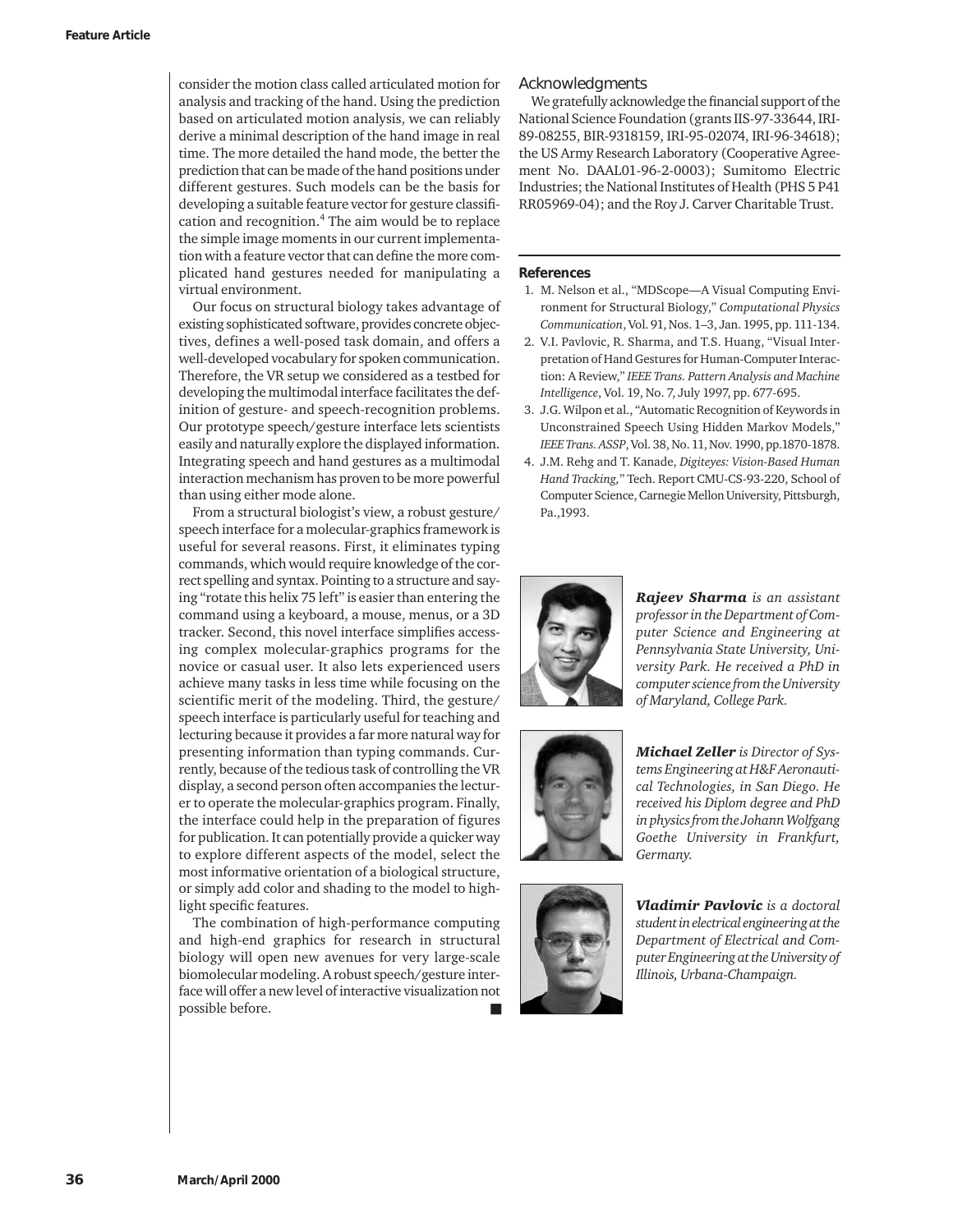consider the motion class called articulated motion for analysis and tracking of the hand. Using the prediction based on articulated motion analysis, we can reliably derive a minimal description of the hand image in real time. The more detailed the hand mode, the better the prediction that can be made of the hand positions under different gestures. Such models can be the basis for developing a suitable feature vector for gesture classification and recognition.[4] The aim would be to replace the simple image moments in our current implementation with a feature vector that can define the more complicated hand gestures needed for manipulating a virtual environment.

Our focus on structural biology takes advantage of existing sophisticated software, provides concrete objectives, defines a well-posed task domain, and offers a well-developed vocabulary for spoken communication. Therefore, the VR setup we considered as a testbed for developing the multimodal interface facilitates the definition of gesture- and speech-recognition problems. Our prototype speech/gesture interface lets scientists easily and naturally explore the displayed information. Integrating speech and hand gestures as a multimodal interaction mechanism has proven to be more powerful than using either mode alone.

From a structural biologist's view, a robust gesture/speech interface for a molecular-graphics framework is useful for several reasons. First, it eliminates typing commands, which would require knowledge of the correct spelling and syntax. Pointing to a structure and saying "rotate this helix 75 left" is easier than entering the command using a keyboard, a mouse, menus, or a 3D tracker. Second, this novel interface simplifies accessing complex molecular-graphics programs for the novice or casual user. It also lets experienced users achieve many tasks in less time while focusing on the scientific merit of the modeling. Third, the gesture/speech interface is particularly useful for teaching and lecturing because it provides a far more natural way for presenting information than typing commands. Currently, because of the tedious task of controlling the VR display, a second person often accompanies the lecturer to operate the molecular-graphics program. Finally, the interface could help in the preparation of figures for publication. It can potentially provide a quicker way to explore different aspects of the model, select the most informative orientation of a biological structure, or simply add color and shading to the model to highlight specific features.

The combination of high-performance computing and high-end graphics for research in structural biology will open new avenues for very large-scale biomolecular modeling. A robust speech/gesture interface will offer a new level of interactive visualization not possible before. ■

## Acknowledgments

We gratefully acknowledge the financial support of the National Science Foundation (grants IIS-97-33644, IRI-89-08255, BIR-9318159, IRI-95-02074, IRI-96-34618); the US Army Research Laboratory (Cooperative Agreement No. DAAL01-96-2-0003); Sumitomo Electric Industries; the National Institutes of Health (PHS 5 P41 RR05969-04); and the Roy J. Carver Charitable Trust.

## References

1. M. Nelson et al., "MDScope—A Visual Computing Environment for Structural Biology," *Computational Physics Communication*, Vol. 91, Nos. 1–3, Jan. 1995, pp. 111-134.
2. V.I. Pavlovic, R. Sharma, and T.S. Huang, "Visual Interpretation of Hand Gestures for Human-Computer Interaction: A Review," *IEEE Trans. Pattern Analysis and Machine Intelligence*, Vol. 19, No. 7, July 1997, pp. 677-695.
3. J.G. Wilpon et al., "Automatic Recognition of Keywords in Unconstrained Speech Using Hidden Markov Models," *IEEE Trans. ASSP*, Vol. 38, No. 11, Nov. 1990, pp.1870-1878.
4. J.M. Rehg and T. Kanade, *Digiteyes: Vision-Based Human Hand Tracking,"* Tech. Report CMU-CS-93-220, School of Computer Science, Carnegie Mellon University, Pittsburgh, Pa.,1993.

***Rajeev Sharma*** *is an assistant professor in the Department of Computer Science and Engineering at Pennsylvania State University, University Park. He received a PhD in computer science from the University of Maryland, College Park.*

***Michael Zeller*** *is Director of Systems Engineering at H&F Aeronautical Technologies, in San Diego. He received his Diplom degree and PhD in physics from the Johann Wolfgang Goethe University in Frankfurt, Germany.*

***Vladimir Pavlovic*** *is a doctoral student in electrical engineering at the Department of Electrical and Computer Engineering at the University of Illinois, Urbana-Champaign.*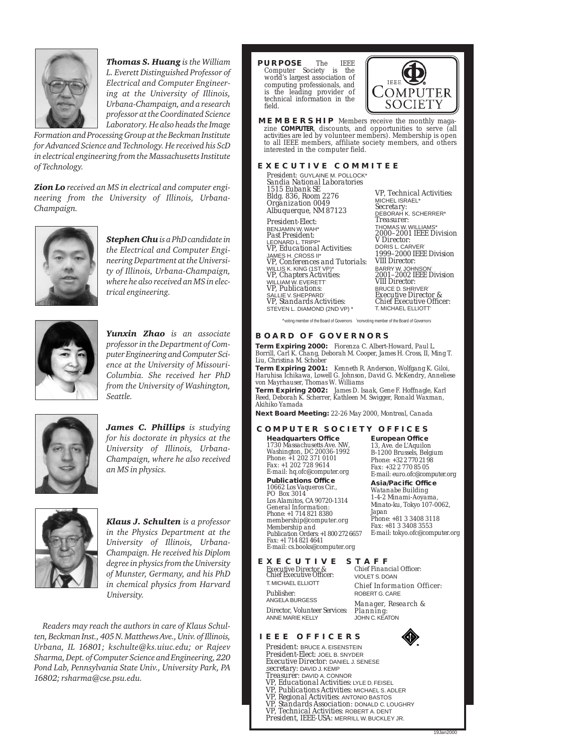***Thomas S. Huang*** *is the William L. Everett Distinguished Professor of Electrical and Computer Engineering at the University of Illinois, Urbana-Champaign, and a research professor at the Coordinated Science Laboratory. He also heads the Image Formation and Processing Group at the Beckman Institute for Advanced Science and Technology. He received his ScD in electrical engineering from the Massachusetts Institute of Technology.*

***Zion Lo*** *received an MS in electrical and computer engineering from the University of Illinois, Urbana-Champaign.*

***Stephen Chu*** *is a PhD candidate in the Electrical and Computer Engineering Department at the University of Illinois, Urbana-Champaign, where he also received an MS in electrical engineering.*

***Yunxin Zhao*** *is an associate professor in the Department of Computer Engineering and Computer Science at the University of Missouri-Columbia. She received her PhD from the University of Washington, Seattle.*

***James C. Phillips*** *is studying for his doctorate in physics at the University of Illinois, Urbana-Champaign, where he also received an MS in physics.*

***Klaus J. Schulten*** *is a professor in the Physics Department at the University of Illinois, Urbana-Champaign. He received his Diplom degree in physics from the University of Munster, Germany, and his PhD in chemical physics from Harvard University.*

*Readers may reach the authors in care of Klaus Schulten, Beckman Inst., 405 N. Matthews Ave., Univ. of Illinois, Urbana, IL 16801; kschulte@ks.uiuc.edu; or Rajeev Sharma, Dept. of Computer Science and Engineering, 220 Pond Lab, Pennsylvania State Univ., University Park, PA 16802; rsharma@cse.psu.edu.*

---

IEEE COMPUTER SOCIETY

**PURPOSE** The IEEE Computer Society is the world's largest association of computing professionals, and is the leading provider of technical information in the field.

**MEMBERSHIP** Members receive the monthly magazine **COMPUTER**, discounts, and opportunities to serve (all activities are led by volunteer members). Membership is open to all IEEE members, affiliate society members, and others interested in the computer field.

## EXECUTIVE COMMITEE

*President:* GUYLAINE M. POLLOCK*
Sandia National Laboratories
1515 Eubank SE
Bldg. 836, Room 2276
Organization 0049
Albuquerque, NM 87123

*President-Elect:* BENJAMIN W. WAH*
*Past President:* LEONARD L. TRIPP*
*VP, Educational Activities:* JAMES H. CROSS II*
*VP, Conferences and Tutorials:* WILLIS K. KING (1ST VP)*
*VP, Chapters Activities:* WILLIAM W. EVERETT†
*VP, Publications:* SALLIE V. SHEPPARD†
*VP, Standards Activities:* STEVEN L. DIAMOND (2ND VP) *
*VP, Technical Activities:* MICHEL ISRAEL*
*Secretary:* DEBORAH K. SCHERRER*
*Treasurer:* THOMAS W. WILLIAMS*
*2000–2001 IEEE Division V Director:* DORIS L. CARVER†
*1999–2000 IEEE Division VIII Director:* BARRY W. JOHNSON†
*2001–2002 IEEE Division VIII Director:* BRUCE D. SHRIVER†
*Executive Director & Chief Executive Officer:* T. MICHAEL ELLIOTT†

*voting member of the Board of Governors †nonvoting member of the Board of Governors

## BOARD OF GOVERNORS

**Term Expiring 2000:** Fiorenza C. Albert-Howard, Paul L. Borrill, Carl K. Chang, Deborah M. Cooper, James H. Cross, II, Ming T. Liu, Christina M. Schober

**Term Expiring 2001:** Kenneth R. Anderson, Wolfgang K. Giloi, Haruhisa Ichikawa, Lowell G. Johnson, David G. McKendry, Anneliese von Mayrhauser, Thomas W. Williams

**Term Expiring 2002:** James D. Isaak, Gene F. Hoffnagle, Karl Reed, Deborah K. Scherrer, Kathleen M. Swigger, Ronald Waxman, Akihiko Yamada

**Next Board Meeting:** 22-26 May 2000, Montreal, Canada

## COMPUTER SOCIETY OFFICES

**Headquarters Office**
1730 Massachusetts Ave. NW,
Washington, DC 20036-1992
Phone: +1 202 371 0101
Fax: +1 202 728 9614
E-mail: hq.ofc@computer.org

**Publications Office**
10662 Los Vaqueros Cir.,
PO Box 3014
Los Alamitos, CA 90720-1314
General Information:
Phone: +1 714 821 8380
membership@computer.org
Membership and Publication Orders: +1 800 272 6657
Fax: +1 714 821 4641
E-mail: cs.books@computer.org

**European Office**
13, Ave. de L'Aquilon
B-1200 Brussels, Belgium
Phone: +32 2 770 21 98
Fax: +32 2 770 85 05
E-mail: euro.ofc@computer.org

**Asia/Pacific Office**
Watanabe Building
1-4-2 Minami-Aoyama,
Minato-ku, Tokyo 107-0062,
Japan
Phone: +81 3 3408 3118
Fax: +81 3 3408 3553
E-mail: tokyo.ofc@computer.org

## EXECUTIVE STAFF

*Executive Director & Chief Executive Officer:* T. MICHAEL ELLIOTT
*Publisher:* ANGELA BURGESS
*Director, Volunteer Services:* ANNE MARIE KELLY
*Chief Financial Officer:* VIOLET S. DOAN
*Chief Information Officer:* ROBERT G. CARE
*Manager, Research & Planning:* JOHN C. KEATON

## IEEE OFFICERS

*President:* BRUCE A. EISENSTEIN
*President-Elect:* JOEL B. SNYDER
*Executive Director:* DANIEL J. SENESE
*Secretary:* DAVID J. KEMP
*Treasurer:* DAVID A. CONNOR
*VP, Educational Activities:* LYLE D. FEISEL
*VP, Publications Activities:* MICHAEL S. ADLER
*VP, Regional Activities:* ANTONIO BASTOS
*VP, Standards Association:* DONALD C. LOUGHRY
*VP, Technical Activities:* ROBERT A. DENT
*President, IEEE-USA:* MERRILL W. BUCKLEY JR.

19Jan2000